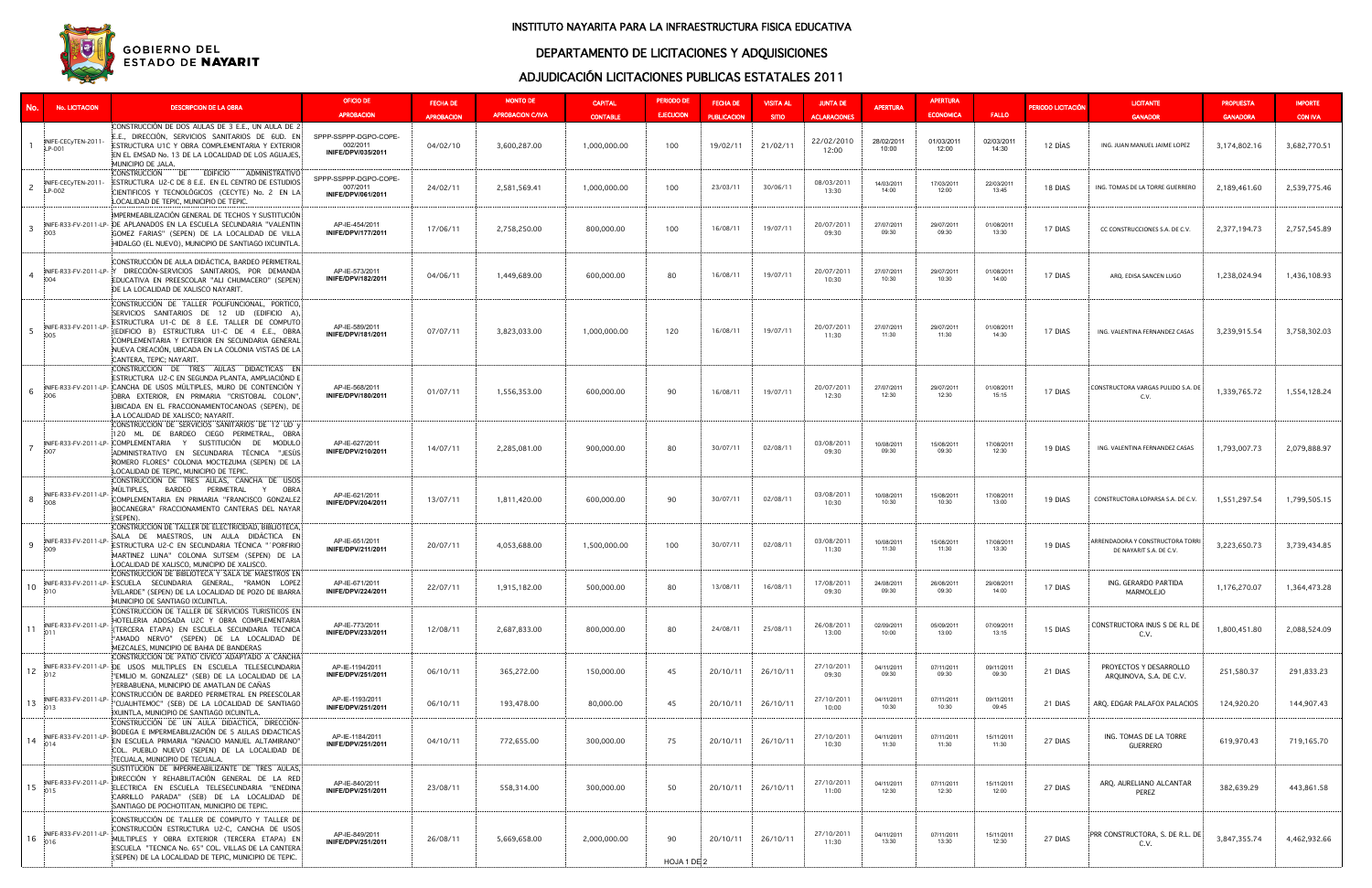GOBIERNO DEL ESTADO DE NAYARIT

# INSTITUTO NAYARITA PARA LA INFRAESTRUCTURA FISICA EDUCATIVA

## DEPARTAMENTO DE LICITACIONES Y ADQUISICIONES

## ADJUDICACIÓN LICITACIONES PUBLICAS ESTATALES 2011

| No. | No. LICITACION | DESCRIPCION DE LA OBRA | OFICIO DE APROBACION | FECHA DE APROBACION | MONTO DE APROBACION C/IVA | CAPITAL CONTABLE | PERIODO DE EJECUCION | FECHA DE PUBLICACION | VISITA AL SITIO | JUNTA DE ACLARACIONES | APERTURA | APERTURA ECONOMICA | FALLO | PERIODO LICITACIÓN | LICITANTE GANADOR | PROPUESTA GANADORA | IMPORTE CON IVA |
|---|---|---|---|---|---|---|---|---|---|---|---|---|---|---|---|---|---|
| 1 | INIFE-CECyTEN-2011-LP-001 | CONSTRUCCIÓN DE DOS AULAS DE 3 E.E., UN AULA DE 2 E.E., DIRECCIÓN, SERVICIOS SANITARIOS DE 6UD. EN ESTRUCTURA U1C Y OBRA COMPLEMENTARIA Y EXTERIOR EN EL EMSAD No. 13 DE LA LOCALIDAD DE LOS AGUAJES, MUNICIPIO DE JALA. | SPPP-SSPPP-DGPO-COPE-002/2011 INIFE/DPV/035/2011 | 04/02/10 | 3,600,287.00 | 1,000,000.00 | 100 | 19/02/11 | 21/02/11 | 22/02/2010 12:00 | 28/02/2011 10:00 | 01/03/2011 12:00 | 02/03/2011 14:30 | 12 DÍAS | ING. JUAN MANUEL JAIME LOPEZ | 3,174,802.16 | 3,682,770.51 |
| 2 | INIFE-CECyTEN-2011-LP-002 | CONSTRUCCION DE EDIFICIO ADMINISTRATIVO ESTRUCTURA U2-C DE 8 E.E. EN EL CENTRO DE ESTUDIOS CIENTIFICOS Y TECNOLÓGICOS (CECYTE) No. 2 EN LA LOCALIDAD DE TEPIC, MUNICIPIO DE TEPIC. | SPPP-SSPPP-DGPO-COPE-007/2011 INIFE/DPV/061/2011 | 24/02/11 | 2,581,569.41 | 1,000,000.00 | 100 | 23/03/11 | 30/06/11 | 08/03/2011 13:30 | 14/03/2011 14:00 | 17/03/2011 12:00 | 22/03/2011 13:45 | 18 DIAS | ING. TOMAS DE LA TORRE GUERRERO | 2,189,461.60 | 2,539,775.46 |
| 3 | INIFE-R33-FV-2011-LP-003 | IMPERMEABILIZACIÓN GENERAL DE TECHOS Y SUSTITUCIÓN DE APLANADOS EN LA ESCUELA SECUNDARIA "VALENTIN GOMEZ FARIAS" (SEPEN) DE LA LOCALIDAD DE VILLA HIDALGO (EL NUEVO), MUNICIPIO DE SANTIAGO IXCUINTLA. | AP-IE-454/2011 INIFE/DPV/177/2011 | 17/06/11 | 2,758,250.00 | 800,000.00 | 100 | 16/08/11 | 19/07/11 | 20/07/2011 09:30 | 27/07/2011 09:30 | 29/07/2011 09:30 | 01/08/2011 13:30 | 17 DIAS | CC CONSTRUCCIONES S.A. DE C.V. | 2,377,194.73 | 2,757,545.89 |
| 4 | INIFE-R33-FV-2011-LP-004 | CONSTRUCCIÓN DE AULA DIDÁCTICA, BARDEO PERIMETRAL Y DIRECCIÓN-SERVICIOS SANITARIOS, POR DEMANDA EDUCATIVA EN PREESCOLAR "ALI CHUMACERO" (SEPEN) DE LA LOCALIDAD DE XALISCO NAYARIT. | AP-IE-573/2011 INIFE/DPV/182/2011 | 04/06/11 | 1,449,689.00 | 600,000.00 | 80 | 16/08/11 | 19/07/11 | 20/07/2011 10:30 | 27/07/2011 10:30 | 29/07/2011 10:30 | 01/08/2011 14:00 | 17 DIAS | ARQ. EDISA SANCEN LUGO | 1,238,024.94 | 1,436,108.93 |
| 5 | INIFE-R33-FV-2011-LP-005 | CONSTRUCCIÓN DE TALLER POLIFUNCIONAL, PORTICO, SERVICIOS SANITARIOS DE 12 UD (EDIFICIO A), ESTRUCTURA U1-C DE 8 E.E. TALLER DE COMPUTO (EDIFICIO B) ESTRUCTURA U1-C DE 4 E.E., OBRA COMPLEMENTARIA Y EXTERIOR EN SECUNDARIA GENERAL NUEVA CREACIÓN, UBICADA EN LA COLONIA VISTAS DE LA CANTERA, TEPIC; NAYARIT. | AP-IE-589/2011 INIFE/DPV/181/2011 | 07/07/11 | 3,823,033.00 | 1,000,000.00 | 120 | 16/08/11 | 19/07/11 | 20/07/2011 11:30 | 27/07/2011 11:30 | 29/07/2011 11:30 | 01/08/2011 14:30 | 17 DIAS | ING. VALENTINA FERNANDEZ CASAS | 3,239,915.54 | 3,758,302.03 |
| 6 | INIFE-R33-FV-2011-LP-006 | CONSTRUCCIÓN DE TRES AULAS DIDACTICAS EN ESTRUCTURA U2-C EN SEGUNDA PLANTA, AMPLIACIÓN E CANCHA DE USOS MÚLTIPLES, MURO DE CONTENCIÓN Y OBRA EXTERIOR, EN PRIMARIA "CRISTOBAL COLON", UBICADA EN EL FRACCIONAMIENTOCANOAS (SEPEN), DE LA LOCALIDAD DE XALISCO; NAYARIT. | AP-IE-568/2011 INIFE/DPV/180/2011 | 01/07/11 | 1,556,353.00 | 600,000.00 | 90 | 16/08/11 | 19/07/11 | 20/07/2011 12:30 | 27/07/2011 12:30 | 29/07/2011 12:30 | 01/08/2011 15:15 | 17 DIAS | CONSTRUCTORA VARGAS PULIDO S.A. DE C.V. | 1,339,765.72 | 1,554,128.24 |
| 7 | INIFE-R33-FV-2011-LP-007 | CONSTRUCCIÓN DE SERVICIOS SANITARIOS DE 12 UD y 120 ML DE BARDEO CIEGO PERIMETRAL, OBRA COMPLEMENTARIA Y SUSTITUCIÓN DE MODULO ADMINISTRATIVO EN SECUNDARIA TÉCNICA "JESÚS ROMERO FLORES" COLONIA MOCTEZUMA (SEPEN) DE LA LOCALIDAD DE TEPIC, MUNICIPIO DE TEPIC. | AP-IE-627/2011 INIFE/DPV/210/2011 | 14/07/11 | 2,285,081.00 | 900,000.00 | 80 | 30/07/11 | 02/08/11 | 03/08/2011 09:30 | 10/08/2011 09:30 | 15/08/2011 09:30 | 17/08/2011 12:30 | 19 DIAS | ING. VALENTINA FERNANDEZ CASAS | 1,793,007.73 | 2,079,888.97 |
| 8 | INIFE-R33-FV-2011-LP-008 | CONSTRUCCIÓN DE TRES AULAS, CANCHA DE USOS MÚLTIPLES, BARDEO PERIMETRAL Y OBRA COMPLEMENTARIA EN PRIMARIA "FRANCISCO GONZALEZ BOCANEGRA" FRACCIONAMIENTO CANTERAS DEL NAYAR (SEPEN). | AP-IE-621/2011 INIFE/DPV/204/2011 | 13/07/11 | 1,811,420.00 | 600,000.00 | 90 | 30/07/11 | 02/08/11 | 03/08/2011 10:30 | 10/08/2011 10:30 | 15/08/2011 10:30 | 17/08/2011 13:00 | 19 DIAS | CONSTRUCTORA LOPARSA S.A. DE C.V. | 1,551,297.54 | 1,799,505.15 |
| 9 | INIFE-R33-FV-2011-LP-009 | CONSTRUCCIÓN DE TALLER DE ELECTRICIDAD, BIBLIOTECA, SALA DE MAESTROS, UN AULA DIDÁCTICA EN ESTRUCTURA U2-C EN SECUNDARIA TÉCNICA "PORFIRIO MARTINEZ LUNA" COLONIA SUTSEM (SEPEN) DE LA LOCALIDAD DE XALISCO, MUNICIPIO DE XALISCO. | AP-IE-651/2011 INIFE/DPV/211/2011 | 20/07/11 | 4,053,688.00 | 1,500,000.00 | 100 | 30/07/11 | 02/08/11 | 03/08/2011 11:30 | 10/08/2011 11:30 | 15/08/2011 11:30 | 17/08/2011 13:30 | 19 DIAS | ARRENDADORA Y CONSTRUCTORA TORRI DE NAYARIT S.A. DE C.V. | 3,223,650.73 | 3,739,434.85 |
| 10 | INIFE-R33-FV-2011-LP-010 | CONSTRUCCIÓN DE BIBLIOTECA Y SALA DE MAESTROS EN ESCUELA SECUNDARIA GENERAL, "RAMON LOPEZ VELARDE" (SEPEN) DE LA LOCALIDAD DE POZO DE IBARRA MUNICIPIO DE SANTIAGO IXCUINTLA. | AP-IE-671/2011 INIFE/DPV/224/2011 | 22/07/11 | 1,915,182.00 | 500,000.00 | 80 | 13/08/11 | 16/08/11 | 17/08/2011 09:30 | 24/08/2011 09:30 | 26/08/2011 10:30 | 29/08/2011 14:00 | 17 DIAS | ING. GERARDO PARTIDA MARMOLEJO | 1,176,270.07 | 1,364,473.28 |
| 11 | INIFE-R33-FV-2011-LP-011 | CONSTRUCCIÓN DE TALLER DE SERVICIOS TURISTICOS EN HOTELERIA ADOSADA U2C Y OBRA COMPLEMENTARIA (TERCERA ETAPA) EN ESCUELA SECUNDARIA TECNICA "AMADO NERVO" (SEPEN) DE LA LOCALIDAD DE MEZCALES, MUNICIPIO DE BAHIA DE BANDERAS | AP-IE-773/2011 INIFE/DPV/233/2011 | 12/08/11 | 2,687,833.00 | 800,000.00 | 80 | 24/08/11 | 25/08/11 | 26/08/2011 13:00 | 02/09/2011 10:00 | 05/09/2011 13:00 | 07/09/2011 13:15 | 15 DIAS | CONSTRUCTORA INUS S DE R.L DE C.V. | 1,800,451.80 | 2,088,524.09 |
| 12 | INIFE-R33-FV-2011-LP-012 | CONSTRUCCIÓN DE PATIO CIVICO ADAPTADO A CANCHA DE USOS MULTIPLES EN ESCUELA TELESECUNDARIA "EMILIO M. GONZALEZ" (SEB) DE LA LOCALIDAD DE LA YERBABUENA, MUNICIPIO DE AMATLAN DE CAÑAS | AP-IE-1194/2011 INIFE/DPV/251/2011 | 06/10/11 | 365,272.00 | 150,000.00 | 45 | 20/10/11 | 26/10/11 | 27/10/2011 09:30 | 04/11/2011 09:30 | 07/11/2011 09:30 | 09/11/2011 09:30 | 21 DIAS | PROYECTOS Y DESARROLLO ARQUINOVA, S.A. DE C.V. | 251,580.37 | 291,833.23 |
| 13 | INIFE-R33-FV-2011-LP-013 | CONSTRUCCIÓN DE BARDEO PERIMETRAL EN PREESCOLAR "CUAUHTEMOC" (SEB) DE LA LOCALIDAD DE SANTIAGO IXUINTLA, MUNICIPIO DE SANTIAGO IXCUINTLA. | AP-IE-1193/2011 INIFE/DPV/251/2011 | 06/10/11 | 193,478.00 | 80,000.00 | 45 | 20/10/11 | 26/10/11 | 27/10/2011 10:00 | 04/11/2011 10:30 | 07/11/2011 10:30 | 09/11/2011 09:45 | 21 DIAS | ARQ. EDGAR PALAFOX PALACIOS | 124,920.20 | 144,907.43 |
| 14 | INIFE-R33-FV-2011-LP-014 | CONSTRUCCIÓN DE UN AULA DIDÁCTICA, DIRECCIÓN-BODEGA E IMPERMEABILIZACIÓN DE 5 AULAS DIDACTICAS EN ESCUELA PRIMARIA "IGNACIO MANUEL ALTAMIRANO" COL. PUEBLO NUEVO (SEPEN) DE LA LOCALIDAD DE TECUALA, MUNICIPIO DE TECUALA. | AP-IE-1184/2011 INIFE/DPV/251/2011 | 04/10/11 | 772,655.00 | 300,000.00 | 75 | 20/10/11 | 26/10/11 | 27/10/2011 10:30 | 04/11/2011 11:30 | 07/11/2011 11:30 | 15/11/2011 11:30 | 27 DIAS | ING. TOMAS DE LA TORRE GUERRERO | 619,970.43 | 719,165.70 |
| 15 | INIFE-R33-FV-2011-LP-015 | SUSTITUCIÓN DE IMPERMEABILIZANTE DE TRES AULAS, DIRECCIÓN Y REHABILITACIÓN GENERAL DE LA RED ELECTRICA EN ESCUELA TELESECUNDARIA "ENEDINA CARRILLO PARADA" (SEB) DE LA LOCALIDAD DE SANTIAGO DE POCHOTITAN, MUNICIPIO DE TEPIC. | AP-IE-840/2011 INIFE/DPV/251/2011 | 23/08/11 | 558,314.00 | 300,000.00 | 50 | 20/10/11 | 26/10/11 | 27/10/2011 11:00 | 04/11/2011 12:30 | 07/11/2011 12:30 | 15/11/2011 12:00 | 27 DIAS | ARQ. AURELIANO ALCANTAR PEREZ | 382,639.29 | 443,861.58 |
| 16 | INIFE-R33-FV-2011-LP-016 | CONSTRUCCIÓN DE TALLER DE COMPUTO Y TALLER DE CONSTRUCCIÓN ESTRUCTURA U2-C, CANCHA DE USOS MULTIPLES Y OBRA EXTERIOR (TERCERA ETAPA) EN ESCUELA "TECNICA No. 65" COL. VILLAS DE LA CANTERA (SEPEN) DE LA LOCALIDAD DE TEPIC, MUNICIPIO DE TEPIC. | AP-IE-849/2011 INIFE/DPV/251/2011 | 26/08/11 | 5,669,658.00 | 2,000,000.00 | 90 | 20/10/11 | 26/10/11 | 27/10/2011 11:30 | 04/11/2011 13:30 | 07/11/2011 13:30 | 15/11/2011 12:30 | 27 DIAS | PRR CONSTRUCTORA, S. DE R.L. DE C.V. | 3,847,355.74 | 4,462,932.66 |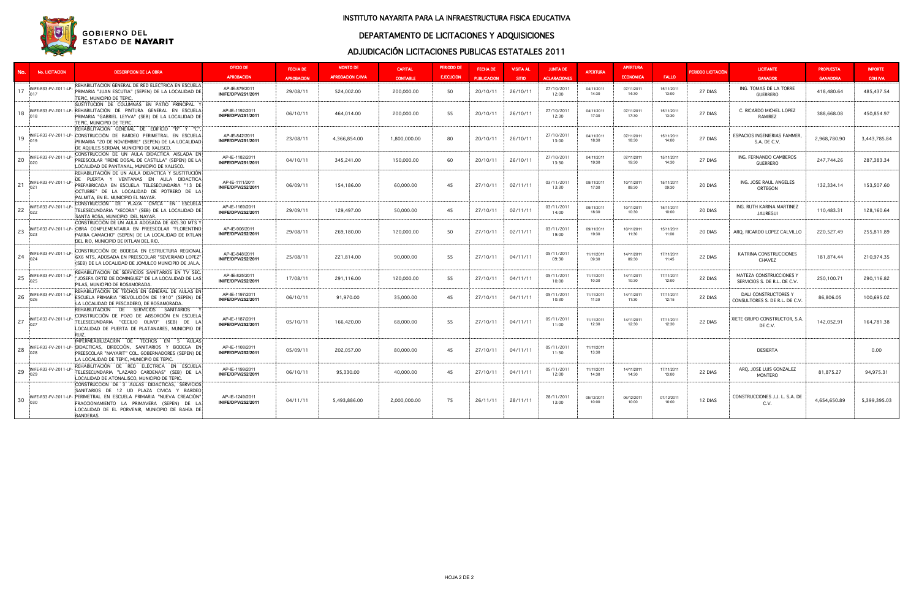GOBIERNO DEL ESTADO DE NAYARIT

# INSTITUTO NAYARITA PARA LA INFRAESTRUCTURA FISICA EDUCATIVA

## DEPARTAMENTO DE LICITACIONES Y ADQUISICIONES

## ADJUDICACIÓN LICITACIONES PUBLICAS ESTATALES 2011

| No. | No. LICITACION | DESCRIPCION DE LA OBRA | OFICIO DE APROBACION | FECHA DE APROBACION | MONTO DE APROBACION C/IVA | CAPITAL CONTABLE | PERIODO DE EJECUCION | FECHA DE PUBLICACION | VISITA AL SITIO | JUNTA DE ACLARACIONES | APERTURA | APERTURA ECONOMICA | FALLO | PERIODO LICITACIÓN | LICITANTE GANADOR | PROPUESTA GANADORA | IMPORTE CON IVA |
|---|---|---|---|---|---|---|---|---|---|---|---|---|---|---|---|---|---|
| 17 | INIFE-R33-FV-2011-LP-017 | REHABILITACION GENERAL DE RED ELECTRICA EN ESCUELA PRIMARIA "JUAN ESCUTIA" (SEPEN) DE LA LOCALIDAD DE TEPIC, MUNICIPIO DE TEPIC. | AP-IE-879/2011 INIFE/DPV/251/2011 | 29/08/11 | 524,002.00 | 200,000.00 | 50 | 20/10/11 | 26/10/11 | 27/10/2011 12:00 | 04/11/2011 14:30 | 07/11/2011 14:30 | 15/11/2011 13:00 | 27 DIAS | ING. TOMAS DE LA TORRE GUERRERO | 418,480.64 | 485,437.54 |
| 18 | INIFE-R33-FV-2011-LP-018 | SUSTITUCIÓN DE COLUMNAS EN PATIO PRINCIPAL Y REHABILITACIÓN DE PINTURA GENERAL EN ESCUELA PRIMARIA "GABRIEL LEYVA" (SEB) DE LA LOCALIDAD DE TEPIC, MUNICIPIO DE TEPIC. | AP-IE-1192/2011 INIFE/DPV/251/2011 | 06/10/11 | 464,014.00 | 200,000.00 | 55 | 20/10/11 | 26/10/11 | 27/10/2011 12:30 | 04/11/2011 17:30 | 07/11/2011 17:30 | 15/11/2011 13:30 | 27 DIAS | C. RICARDO MICHEL LOPEZ RAMIREZ | 388,668.08 | 450,854.97 |
| 19 | INIFE-R33-FV-2011-LP-019 | REHABILITACIÓN GENERAL DE EDIFICIO "B" Y "C", CONSTRUCCIÓN DE BARDEO PERIMETRAL EN ESCUELA PRIMARIA "20 DE NOVIEMBRE" (SEPEN) DE LA LOCALIDAD DE AQUILES SERDAN, MUNICIPIO DE XALISCO. | AP-IE-842/2011 INIFE/DPV/251/2011 | 23/08/11 | 4,366,854.00 | 1,800,000.00 | 80 | 20/10/11 | 26/10/11 | 27/10/2011 13:00 | 04/11/2011 18:30 | 07/11/2011 18:30 | 15/11/2011 14:00 | 27 DIAS | ESPACIOS INGENIERIAS FAMMER, S.A. DE C.V. | 2,968,780.90 | 3,443,785.84 |
| 20 | INIFE-R33-FV-2011-LP-020 | CONSTRUCCIÓN DE UN AULA DIDACTICA AISLADA EN PREESCOLAR "IRENE DOSAL DE CASTILLA" (SEPEN) DE LA LOCALIDAD DE PANTANAL, MUNICIPIO DE XALISCO. | AP-IE-1182/2011 INIFE/DPV/251/2011 | 04/10/11 | 345,241.00 | 150,000.00 | 60 | 20/10/11 | 26/10/11 | 27/10/2011 13:30 | 04/11/2011 19:30 | 07/11/2011 19:30 | 15/11/2011 14:30 | 27 DIAS | ING. FERNANDO CAMBEROS GUERRERO | 247,744.26 | 287,383.34 |
| 21 | INIFE-R33-FV-2011-LP-021 | REHABILITACIÓN DE UN AULA DIDACTICA Y SUSTITUCIÓN DE PUERTA Y VENTANAS EN AULA DIDACTICA PREFABRICADA EN ESCUELA TELESECUNDARIA "13 DE OCTUBRE" DE LA LOCALIDAD DE POTRERO DE LA PALMITA, EN EL MUNICIPIO EL NAYAR. | AP-IE-1111/2011 INIFE/DPV/252/2011 | 06/09/11 | 154,186.00 | 60,000.00 | 45 | 27/10/11 | 02/11/11 | 03/11/2011 13:30 | 09/11/2011 17:30 | 10/11/2011 09:30 | 15/11/2011 09:30 | 20 DIAS | ING. JOSE RAUL ANGELES ORTEGON | 132,334.14 | 153,507.60 |
| 22 | INIFE-R33-FV-2011-LP-022 | CONSTRUCCIÓN DE PLAZA CIVICA EN ESCUELA TELESECUNDARIA "XECORA" (SEB) DE LA LOCALIDAD DE SANTA ROSA, MUNICIPIO DEL NAYAR. | AP-IE-1169/2011 INIFE/DPV/252/2011 | 29/09/11 | 129,497.00 | 50,000.00 | 45 | 27/10/11 | 02/11/11 | 03/11/2011 14:00 | 09/11/2011 18:30 | 10/11/2011 10:30 | 15/11/2011 10:00 | 20 DIAS | ING. RUTH KARINA MARTINEZ JAUREGUI | 110,483.31 | 128,160.64 |
| 23 | INIFE-R33-FV-2011-LP-023 | CONSTRUCCIÓN DE UN AULA ADOSADA DE 6X5.30 MTS Y OBRA COMPLEMENTARIA EN PREESCOLAR "FLORENTINO PARRA CAMACHO" (SEPEN) DE LA LOCALIDAD DE IXTLAN DEL RIO, MUNICIPIO DE IXTLAN DEL RIO. | AP-IE-906/2011 INIFE/DPV/252/2011 | 29/08/11 | 269,180.00 | 120,000.00 | 50 | 27/10/11 | 02/11/11 | 03/11/2011 19:00 | 09/11/2011 19:30 | 10/11/2011 11:30 | 15/11/2011 11:00 | 20 DIAS | ARQ. RICARDO LOPEZ CALVILLO | 220,527.49 | 255,811.89 |
| 24 | INIFE-R33-FV-2011-LP-024 | CONSTRUCCIÓN DE BODEGA EN ESTRUCTURA REGIONAL 6X6 MTS, ADOSADA EN PREESCOLAR "SEVERIANO LOPEZ" (SEB) DE LA LOCALIDAD DE JOMULCO MUNICIPIO DE JALA. | AP-IE-848/2011 INIFE/DPV/252/2011 | 25/08/11 | 221,814.00 | 90,000.00 | 55 | 27/10/11 | 04/11/11 | 05/11/2011 09:30 | 11/11/2011 09:30 | 14/11/2011 09:30 | 17/11/2011 11:45 | 22 DIAS | KATRINA CONSTRUCCIONES CHAVEZ | 181,874.44 | 210,974.35 |
| 25 | INIFE-R33-FV-2011-LP-025 | REHABILITACIÓN DE SERVICIOS SANITARIOS EN TV SEC. "JOSEFA ORTIZ DE DOMINGUEZ" DE LA LOCALIDAD DE LAS PILAS, MUNICIPIO DE ROSAMORADA. | AP-IE-825/2011 INIFE/DPV/252/2011 | 17/08/11 | 291,116.00 | 120,000.00 | 55 | 27/10/11 | 04/11/11 | 05/11/2011 10:00 | 11/11/2011 10:30 | 14/11/2011 10:30 | 17/11/2011 12:00 | 22 DIAS | MATEZA CONSTRUCCIONES Y SERVICIOS S. DE R.L. DE C.V. | 250,100.71 | 290,116.82 |
| 26 | INIFE-R33-FV-2011-LP-026 | REHABILITACIÓN DE TECHOS EN GENERAL DE AULAS EN ESCUELA PRIMARIA "REVOLUCIÓN DE 1910" (SEPEN) DE LA LOCALIDAD DE PESCADERO, DE ROSAMORADA. | AP-IE-1197/2011 INIFE/DPV/252/2011 | 06/10/11 | 91,970.00 | 35,000.00 | 45 | 27/10/11 | 04/11/11 | 05/11/2011 10:30 | 11/11/2011 11:30 | 14/11/2011 11:30 | 17/11/2011 12:15 | 22 DIAS | DALI CONSTRUCTORES Y CONSULTORES S. DE R.L. DE C.V. | 86,806.05 | 100,695.02 |
| 27 | INIFE-R33-FV-2011-LP-027 | REHABILITACIÓN DE SERVICIOS SANITARIOS Y CONSTRUCCIÓN DE POZO DE ABSORCIÓN EN ESCUELA TELESECUNDARIA "CECILIO OLIVO" (SEB) DE LA LOCALIDAD DE PUERTA DE PLATANARES, MUNICIPIO DE RUIZ. | AP-IE-1187/2011 INIFE/DPV/252/2011 | 05/10/11 | 166,420.00 | 68,000.00 | 55 | 27/10/11 | 04/11/11 | 05/11/2011 11:00 | 11/11/2011 12:30 | 14/11/2011 12:30 | 17/11/2011 12:30 | 22 DIAS | XIETE GRUPO CONSTRUCTOR, S.A. DE C.V. | 142,052.91 | 164,781.38 |
| 28 | INIFE-R33-FV-2011-LP-028 | IMPERMEABILIZACION DE TECHOS EN 3 AULAS DIDACTICAS, DIRECCIÓN, SANITARIOS Y BODEGA EN PREESCOLAR "NAYARIT" COL. GOBERNADORES (SEPEN) DE LA LOCALIDAD DE TEPIC, MUNICIPIO DE TEPIC. | AP-IE-1108/2011 INIFE/DPV/252/2011 | 05/09/11 | 202,057.00 | 80,000.00 | 45 | 27/10/11 | 04/11/11 | 05/11/2011 11:30 | 11/11/2011 13:30 | | | | DESIERTA | | 0.00 |
| 29 | INIFE-R33-FV-2011-LP-029 | REHABILITACIÓN DE RED ELÉCTRICA EN ESCUELA TELESECUNDARIA "LAZARO CARDENAS" (SEB) DE LA LOCALIDAD DE ATONALISCO, MUNICIPIO DE TEPIC. | AP-IE-1199/2011 INIFE/DPV/252/2011 | 06/10/11 | 95,330.00 | 40,000.00 | 45 | 27/10/11 | 04/11/11 | 05/11/2011 12:00 | 11/11/2011 14:30 | 14/11/2011 14:30 | 17/11/2011 13:00 | 22 DIAS | ARQ. JOSE LUIS GONZALEZ MONTERO | 81,875.27 | 94,975.31 |
| 30 | INIFE-R33-FV-2011-LP-030 | CONSTRUCCIÓN DE 3 AULAS DIDACTICAS, SERVICIOS SANITARIOS DE 12 UD PLAZA CIVICA Y BARDEO PERIMETRAL EN ESCUELA PRIMARIA "NUEVA CREACIÓN" FRACCIONAMIENTO LA PRIMAVERA (SEPEN) DE LA LOCALIDAD DE EL PORVENIR, MUNICIPIO DE BAHIA DE BANDERAS. | AP-IE-1249/2011 INIFE/DPV/252/2011 | 04/11/11 | 5,493,886.00 | 2,000,000.00 | 75 | 26/11/11 | 28/11/11 | 28/11/2011 13:00 | 05/12/2011 10:00 | 06/12/2011 10:00 | 07/12/2011 10:00 | 12 DIAS | CONSTRUCCIONES J.J. L. S.A. DE C.V. | 4,654,650.89 | 5,399,395.03 |